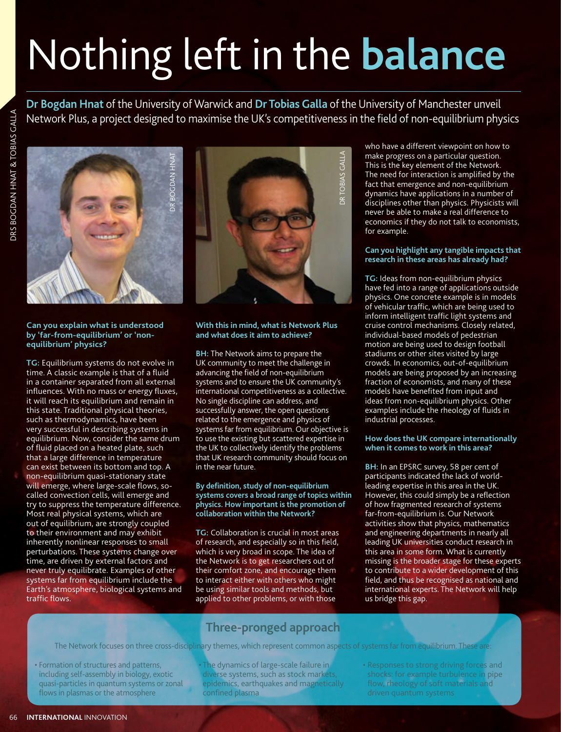# Nothing left in the **balance**

**Dr Bogdan Hnat** of the University of Warwick and **Dr Tobias Galla** of the University of Manchester unveil Network Plus, a project designed to maximise the UK's competitiveness in the field of non-equilibrium physics

**Can you explain what is understood by 'far-from-equilibrium' or 'non-equilibrium' physics?**

**TG:** Equilibrium systems do not evolve in time. A classic example is that of a fluid in a container separated from all external influences. With no mass or energy fluxes, it will reach its equilibrium and remain in this state. Traditional physical theories, such as thermodynamics, have been very successful in describing systems in equilibrium. Now, consider the same drum of fluid placed on a heated plate, such that a large difference in temperature can exist between its bottom and top. A non-equilibrium quasi-stationary state will emerge, where large-scale flows, so-called convection cells, will emerge and try to suppress the temperature difference. Most real physical systems, which are out of equilibrium, are strongly coupled to their environment and may exhibit inherently nonlinear responses to small perturbations. These systems change over time, are driven by external factors and never truly equilibrate. Examples of other systems far from equilibrium include the Earth's atmosphere, biological systems and traffic flows.

**With this in mind, what is Network Plus and what does it aim to achieve?**

**BH:** The Network aims to prepare the UK community to meet the challenge in advancing the field of non-equilibrium systems and to ensure the UK community's international competitiveness as a collective. No single discipline can address, and successfully answer, the open questions related to the emergence and physics of systems far from equilibrium. Our objective is to use the existing but scattered expertise in the UK to collectively identify the problems that UK research community should focus on in the near future.

**By definition, study of non-equilibrium systems covers a broad range of topics within physics. How important is the promotion of collaboration within the Network?**

**TG:** Collaboration is crucial in most areas of research, and especially so in this field, which is very broad in scope. The idea of the Network is to get researchers out of their comfort zone, and encourage them to interact either with others who might be using similar tools and methods, but applied to other problems, or with those who have a different viewpoint on how to make progress on a particular question. This is the key element of the Network. The need for interaction is amplified by the fact that emergence and non-equilibrium dynamics have applications in a number of disciplines other than physics. Physicists will never be able to make a real difference to economics if they do not talk to economists, for example.

**Can you highlight any tangible impacts that research in these areas has already had?**

**TG:** Ideas from non-equilibrium physics have fed into a range of applications outside physics. One concrete example is in models of vehicular traffic, which are being used to inform intelligent traffic light systems and cruise control mechanisms. Closely related, individual-based models of pedestrian motion are being used to design football stadiums or other sites visited by large crowds. In economics, out-of-equilibrium models are being proposed by an increasing fraction of economists, and many of these models have benefited from input and ideas from non-equilibrium physics. Other examples include the rheology of fluids in industrial processes.

**How does the UK compare internationally when it comes to work in this area?**

**BH:** In an EPSRC survey, 58 per cent of participants indicated the lack of world-leading expertise in this area in the UK. However, this could simply be a reflection of how fragmented research of systems far-from-equilibrium is. Our Network activities show that physics, mathematics and engineering departments in nearly all leading UK universities conduct research in this area in some form. What is currently missing is the broader stage for these experts to contribute to a wider development of this field, and thus be recognised as national and international experts. The Network will help us bridge this gap.

## Three-pronged approach

The Network focuses on three cross-disciplinary themes, which represent common aspects of systems far from equilibrium. These are:

- Formation of structures and patterns, including self-assembly in biology, exotic quasi-particles in quantum systems or zonal flows in plasmas or the atmosphere
- The dynamics of large-scale failure in diverse systems, such as stock markets, epidemics, earthquakes and magnetically confined plasma
- Responses to strong driving forces and shocks: for example turbulence in pipe flow, rheology of soft materials and driven quantum systems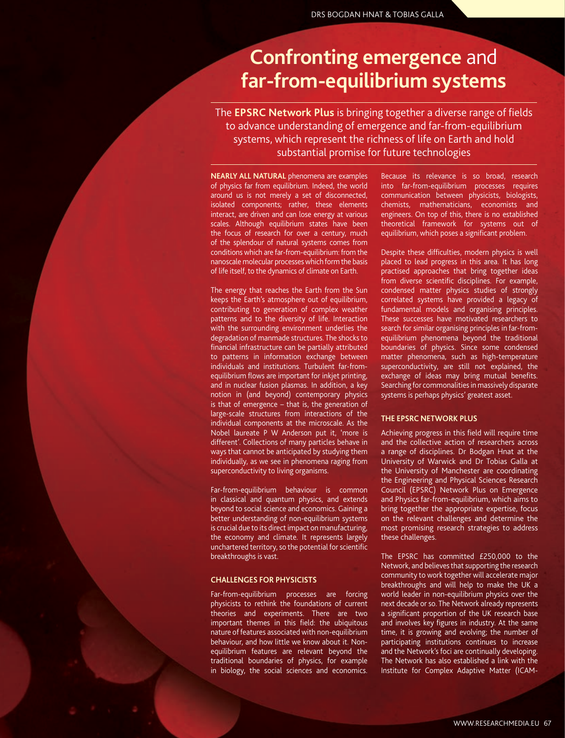# Confronting emergence and far-from-equilibrium systems

The **EPSRC Network Plus** is bringing together a diverse range of fields to advance understanding of emergence and far-from-equilibrium systems, which represent the richness of life on Earth and hold substantial promise for future technologies

**NEARLY ALL NATURAL** phenomena are examples of physics far from equilibrium. Indeed, the world around us is not merely a set of disconnected, isolated components; rather, these elements interact, are driven and can lose energy at various scales. Although equilibrium states have been the focus of research for over a century, much of the splendour of natural systems comes from conditions which are far-from-equilibrium: from the nanoscale molecular processes which form the basis of life itself, to the dynamics of climate on Earth.

The energy that reaches the Earth from the Sun keeps the Earth's atmosphere out of equilibrium, contributing to generation of complex weather patterns and to the diversity of life. Interaction with the surrounding environment underlies the degradation of manmade structures. The shocks to financial infrastructure can be partially attributed to patterns in information exchange between individuals and institutions. Turbulent far-from-equilibrium flows are important for inkjet printing, and in nuclear fusion plasmas. In addition, a key notion in (and beyond) contemporary physics is that of emergence – that is, the generation of large-scale structures from interactions of the individual components at the microscale. As the Nobel laureate P W Anderson put it, 'more is different'. Collections of many particles behave in ways that cannot be anticipated by studying them individually, as we see in phenomena raging from superconductivity to living organisms.

Far-from-equilibrium behaviour is common in classical and quantum physics, and extends beyond to social science and economics. Gaining a better understanding of non-equilibrium systems is crucial due to its direct impact on manufacturing, the economy and climate. It represents largely unchartered territory, so the potential for scientific breakthroughs is vast.

## CHALLENGES FOR PHYSICISTS

Far-from-equilibrium processes are forcing physicists to rethink the foundations of current theories and experiments. There are two important themes in this field: the ubiquitous nature of features associated with non-equilibrium behaviour, and how little we know about it. Non-equilibrium features are relevant beyond the traditional boundaries of physics, for example in biology, the social sciences and economics. Because its relevance is so broad, research into far-from-equilibrium processes requires communication between physicists, biologists, chemists, mathematicians, economists and engineers. On top of this, there is no established theoretical framework for systems out of equilibrium, which poses a significant problem.

Despite these difficulties, modern physics is well placed to lead progress in this area. It has long practised approaches that bring together ideas from diverse scientific disciplines. For example, condensed matter physics studies of strongly correlated systems have provided a legacy of fundamental models and organising principles. These successes have motivated researchers to search for similar organising principles in far-from-equilibrium phenomena beyond the traditional boundaries of physics. Since some condensed matter phenomena, such as high-temperature superconductivity, are still not explained, the exchange of ideas may bring mutual benefits. Searching for commonalities in massively disparate systems is perhaps physics' greatest asset.

## THE EPSRC NETWORK PLUS

Achieving progress in this field will require time and the collective action of researchers across a range of disciplines. Dr Bogdan Hnat at the University of Warwick and Dr Tobias Galla at the University of Manchester are coordinating the Engineering and Physical Sciences Research Council (EPSRC) Network Plus on Emergence and Physics far-from-equilibrium, which aims to bring together the appropriate expertise, focus on the relevant challenges and determine the most promising research strategies to address these challenges.

The EPSRC has committed £250,000 to the Network, and believes that supporting the research community to work together will accelerate major breakthroughs and will help to make the UK a world leader in non-equilibrium physics over the next decade or so. The Network already represents a significant proportion of the UK research base and involves key figures in industry. At the same time, it is growing and evolving; the number of participating institutions continues to increase and the Network's foci are continually developing. The Network has also established a link with the Institute for Complex Adaptive Matter (ICAM-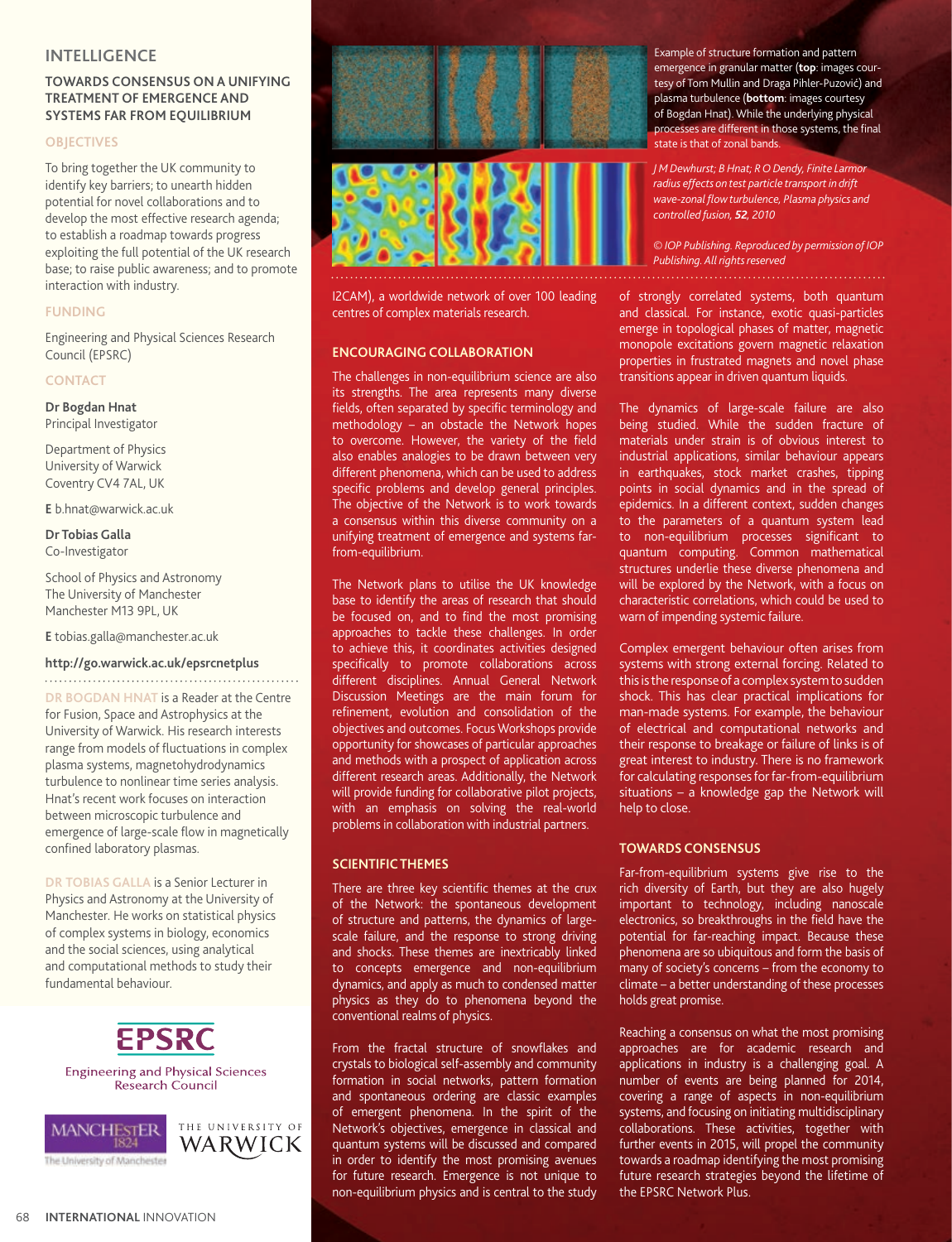## INTELLIGENCE

### TOWARDS CONSENSUS ON A UNIFYING TREATMENT OF EMERGENCE AND SYSTEMS FAR FROM EQUILIBRIUM

#### OBJECTIVES

To bring together the UK community to identify key barriers; to unearth hidden potential for novel collaborations and to develop the most effective research agenda; to establish a roadmap towards progress exploiting the full potential of the UK research base; to raise public awareness; and to promote interaction with industry.

#### FUNDING

Engineering and Physical Sciences Research Council (EPSRC)

#### CONTACT

**Dr Bogdan Hnat**
Principal Investigator

Department of Physics
University of Warwick
Coventry CV4 7AL, UK

**E** b.hnat@warwick.ac.uk

**Dr Tobias Galla**
Co-Investigator

School of Physics and Astronomy
The University of Manchester
Manchester M13 9PL, UK

**E** tobias.galla@manchester.ac.uk

**http://go.warwick.ac.uk/epsrcnetplus**

**DR BOGDAN HNAT** is a Reader at the Centre for Fusion, Space and Astrophysics at the University of Warwick. His research interests range from models of fluctuations in complex plasma systems, magnetohydrodynamics turbulence to nonlinear time series analysis. Hnat's recent work focuses on interaction between microscopic turbulence and emergence of large-scale flow in magnetically confined laboratory plasmas.

**DR TOBIAS GALLA** is a Senior Lecturer in Physics and Astronomy at the University of Manchester. He works on statistical physics of complex systems in biology, economics and the social sciences, using analytical and computational methods to study their fundamental behaviour.

EPSRC
Engineering and Physical Sciences Research Council

MANCHESTER 1824
The University of Manchester

THE UNIVERSITY OF WARWICK

Example of structure formation and pattern emergence in granular matter (**top**: images courtesy of Tom Mullin and Draga Pihler-Puzović) and plasma turbulence (**bottom**: images courtesy of Bogdan Hnat). While the underlying physical processes are different in those systems, the final state is that of zonal bands.

*J M Dewhurst; B Hnat; R O Dendy, Finite Larmor radius effects on test particle transport in drift wave-zonal flow turbulence, Plasma physics and controlled fusion, **52**, 2010*

*© IOP Publishing. Reproduced by permission of IOP Publishing. All rights reserved*

I2CAM), a worldwide network of over 100 leading centres of complex materials research.

### ENCOURAGING COLLABORATION

The challenges in non-equilibrium science are also its strengths. The area represents many diverse fields, often separated by specific terminology and methodology – an obstacle the Network hopes to overcome. However, the variety of the field also enables analogies to be drawn between very different phenomena, which can be used to address specific problems and develop general principles. The objective of the Network is to work towards a consensus within this diverse community on a unifying treatment of emergence and systems far-from-equilibrium.

The Network plans to utilise the UK knowledge base to identify the areas of research that should be focused on, and to find the most promising approaches to tackle these challenges. In order to achieve this, it coordinates activities designed specifically to promote collaborations across different disciplines. Annual General Network Discussion Meetings are the main forum for refinement, evolution and consolidation of the objectives and outcomes. Focus Workshops provide opportunity for showcases of particular approaches and methods with a prospect of application across different research areas. Additionally, the Network will provide funding for collaborative pilot projects, with an emphasis on solving the real-world problems in collaboration with industrial partners.

### SCIENTIFIC THEMES

There are three key scientific themes at the crux of the Network: the spontaneous development of structure and patterns, the dynamics of large-scale failure, and the response to strong driving and shocks. These themes are inextricably linked to concepts emergence and non-equilibrium dynamics, and apply as much to condensed matter physics as they do to phenomena beyond the conventional realms of physics.

From the fractal structure of snowflakes and crystals to biological self-assembly and community formation in social networks, pattern formation and spontaneous ordering are classic examples of emergent phenomena. In the spirit of the Network's objectives, emergence in classical and quantum systems will be discussed and compared in order to identify the most promising avenues for future research. Emergence is not unique to non-equilibrium physics and is central to the study of strongly correlated systems, both quantum and classical. For instance, exotic quasi-particles emerge in topological phases of matter, magnetic monopole excitations govern magnetic relaxation properties in frustrated magnets and novel phase transitions appear in driven quantum liquids.

The dynamics of large-scale failure are also being studied. While the sudden fracture of materials under strain is of obvious interest to industrial applications, similar behaviour appears in earthquakes, stock market crashes, tipping points in social dynamics and in the spread of epidemics. In a different context, sudden changes to the parameters of a quantum system lead to non-equilibrium processes significant to quantum computing. Common mathematical structures underlie these diverse phenomena and will be explored by the Network, with a focus on characteristic correlations, which could be used to warn of impending systemic failure.

Complex emergent behaviour often arises from systems with strong external forcing. Related to this is the response of a complex system to sudden shock. This has clear practical implications for man-made systems. For example, the behaviour of electrical and computational networks and their response to breakage or failure of links is of great interest to industry. There is no framework for calculating responses for far-from-equilibrium situations – a knowledge gap the Network will help to close.

### TOWARDS CONSENSUS

Far-from-equilibrium systems give rise to the rich diversity of Earth, but they are also hugely important to technology, including nanoscale electronics, so breakthroughs in the field have the potential for far-reaching impact. Because these phenomena are so ubiquitous and form the basis of many of society's concerns – from the economy to climate – a better understanding of these processes holds great promise.

Reaching a consensus on what the most promising approaches are for academic research and applications in industry is a challenging goal. A number of events are being planned for 2014, covering a range of aspects in non-equilibrium systems, and focusing on initiating multidisciplinary collaborations. These activities, together with further events in 2015, will propel the community towards a roadmap identifying the most promising future research strategies beyond the lifetime of the EPSRC Network Plus.